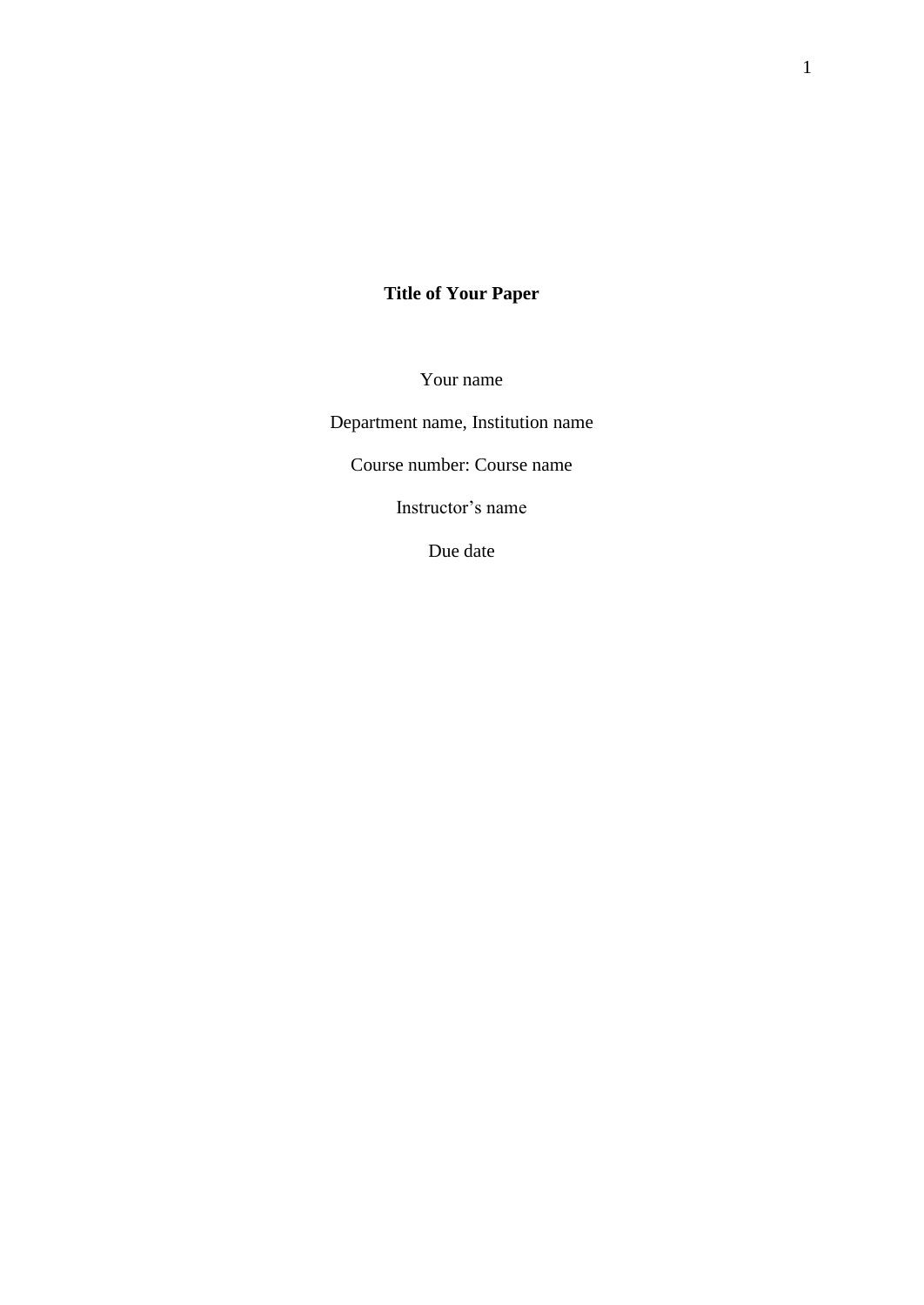# Title of Your Paper

Your name

Department name, Institution name

Course number: Course name

Instructor's name

Due date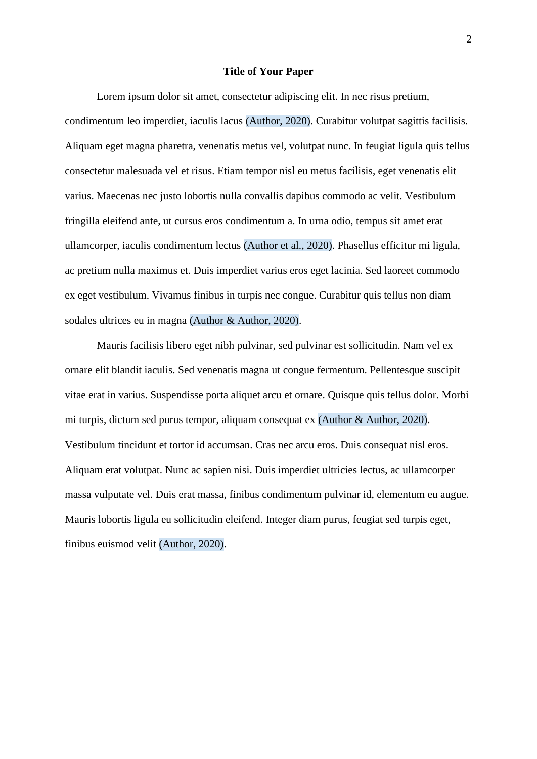# Title of Your Paper

Lorem ipsum dolor sit amet, consectetur adipiscing elit. In nec risus pretium, condimentum leo imperdiet, iaculis lacus (Author, 2020). Curabitur volutpat sagittis facilisis. Aliquam eget magna pharetra, venenatis metus vel, volutpat nunc. In feugiat ligula quis tellus consectetur malesuada vel et risus. Etiam tempor nisl eu metus facilisis, eget venenatis elit varius. Maecenas nec justo lobortis nulla convallis dapibus commodo ac velit. Vestibulum fringilla eleifend ante, ut cursus eros condimentum a. In urna odio, tempus sit amet erat ullamcorper, iaculis condimentum lectus (Author et al., 2020). Phasellus efficitur mi ligula, ac pretium nulla maximus et. Duis imperdiet varius eros eget lacinia. Sed laoreet commodo ex eget vestibulum. Vivamus finibus in turpis nec congue. Curabitur quis tellus non diam sodales ultrices eu in magna (Author & Author, 2020).

Mauris facilisis libero eget nibh pulvinar, sed pulvinar est sollicitudin. Nam vel ex ornare elit blandit iaculis. Sed venenatis magna ut congue fermentum. Pellentesque suscipit vitae erat in varius. Suspendisse porta aliquet arcu et ornare. Quisque quis tellus dolor. Morbi mi turpis, dictum sed purus tempor, aliquam consequat ex (Author & Author, 2020). Vestibulum tincidunt et tortor id accumsan. Cras nec arcu eros. Duis consequat nisl eros. Aliquam erat volutpat. Nunc ac sapien nisi. Duis imperdiet ultricies lectus, ac ullamcorper massa vulputate vel. Duis erat massa, finibus condimentum pulvinar id, elementum eu augue. Mauris lobortis ligula eu sollicitudin eleifend. Integer diam purus, feugiat sed turpis eget, finibus euismod velit (Author, 2020).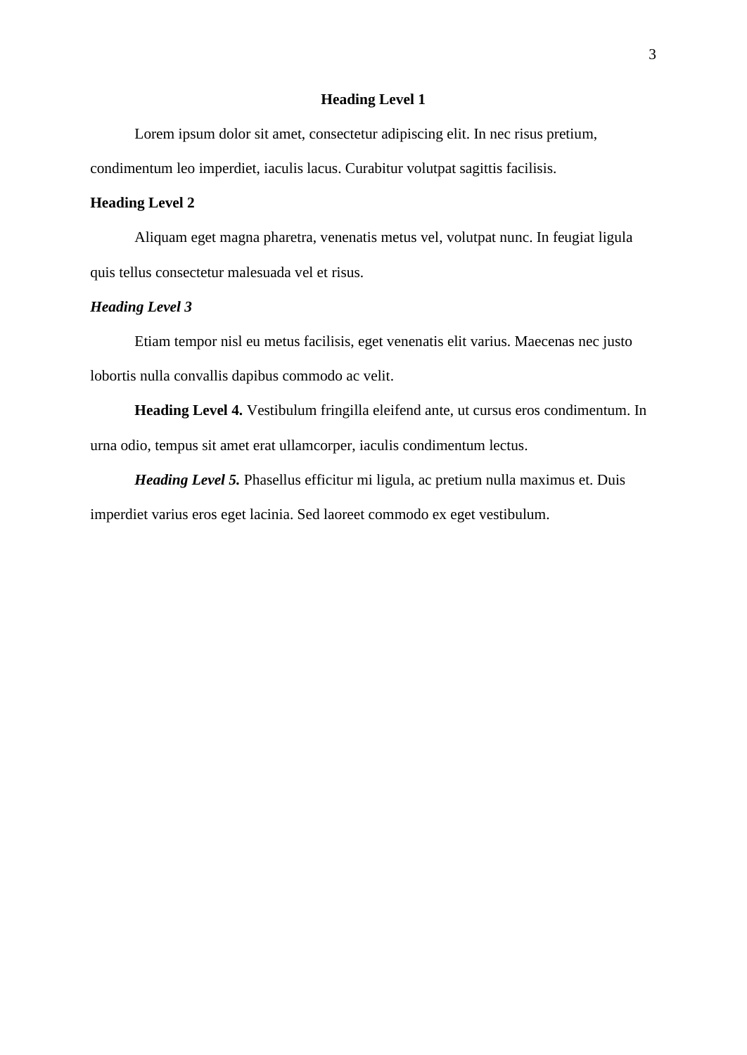# Heading Level 1

Lorem ipsum dolor sit amet, consectetur adipiscing elit. In nec risus pretium, condimentum leo imperdiet, iaculis lacus. Curabitur volutpat sagittis facilisis.

## Heading Level 2

Aliquam eget magna pharetra, venenatis metus vel, volutpat nunc. In feugiat ligula quis tellus consectetur malesuada vel et risus.

### *Heading Level 3*

Etiam tempor nisl eu metus facilisis, eget venenatis elit varius. Maecenas nec justo lobortis nulla convallis dapibus commodo ac velit.

**Heading Level 4.** Vestibulum fringilla eleifend ante, ut cursus eros condimentum. In urna odio, tempus sit amet erat ullamcorper, iaculis condimentum lectus.

***Heading Level 5.*** Phasellus efficitur mi ligula, ac pretium nulla maximus et. Duis imperdiet varius eros eget lacinia. Sed laoreet commodo ex eget vestibulum.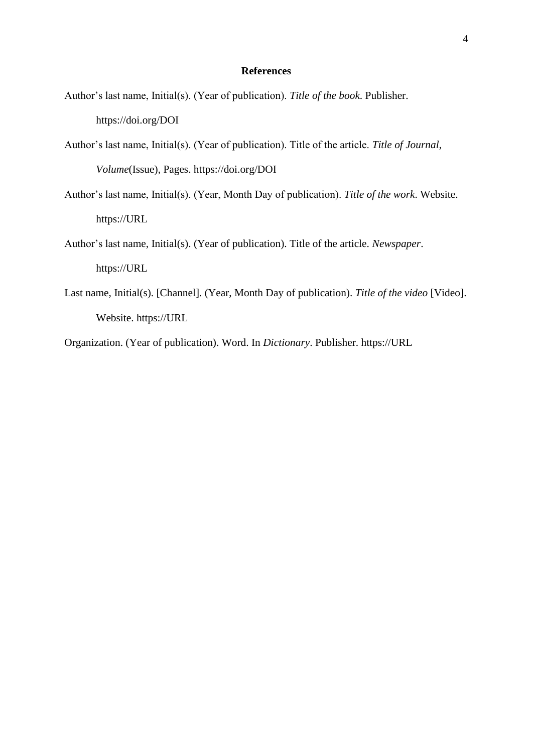# References

Author's last name, Initial(s). (Year of publication). *Title of the book.* Publisher. https://doi.org/DOI

Author's last name, Initial(s). (Year of publication). Title of the article. *Title of Journal*, *Volume*(Issue), Pages. https://doi.org/DOI

Author's last name, Initial(s). (Year, Month Day of publication). *Title of the work*. Website. https://URL

Author's last name, Initial(s). (Year of publication). Title of the article. *Newspaper*. https://URL

Last name, Initial(s). [Channel]. (Year, Month Day of publication). *Title of the video* [Video]. Website. https://URL

Organization. (Year of publication). Word. In *Dictionary*. Publisher. https://URL